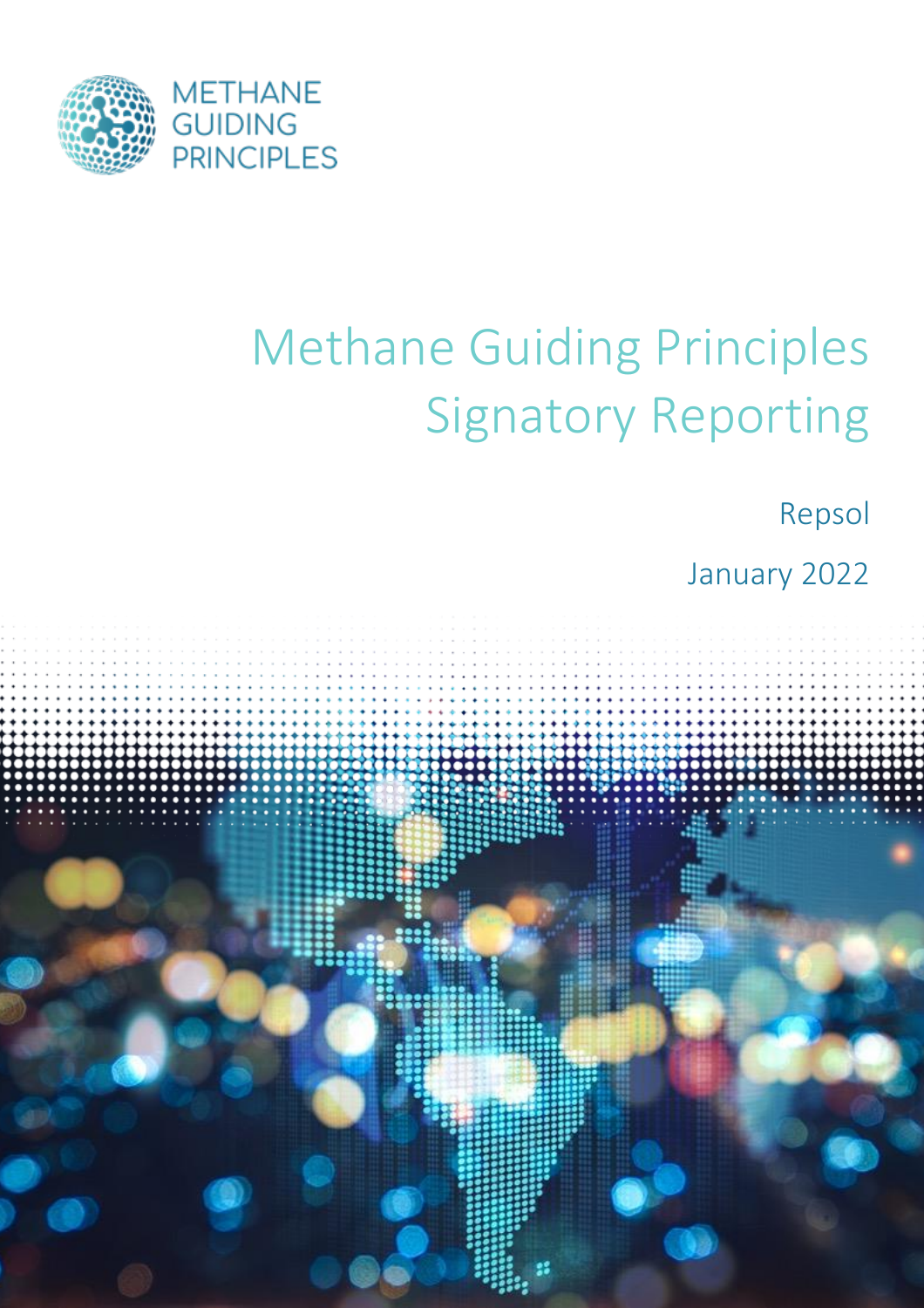METHANE GUIDING PRINCIPLES

# Methane Guiding Principles Signatory Reporting

Repsol

January 2022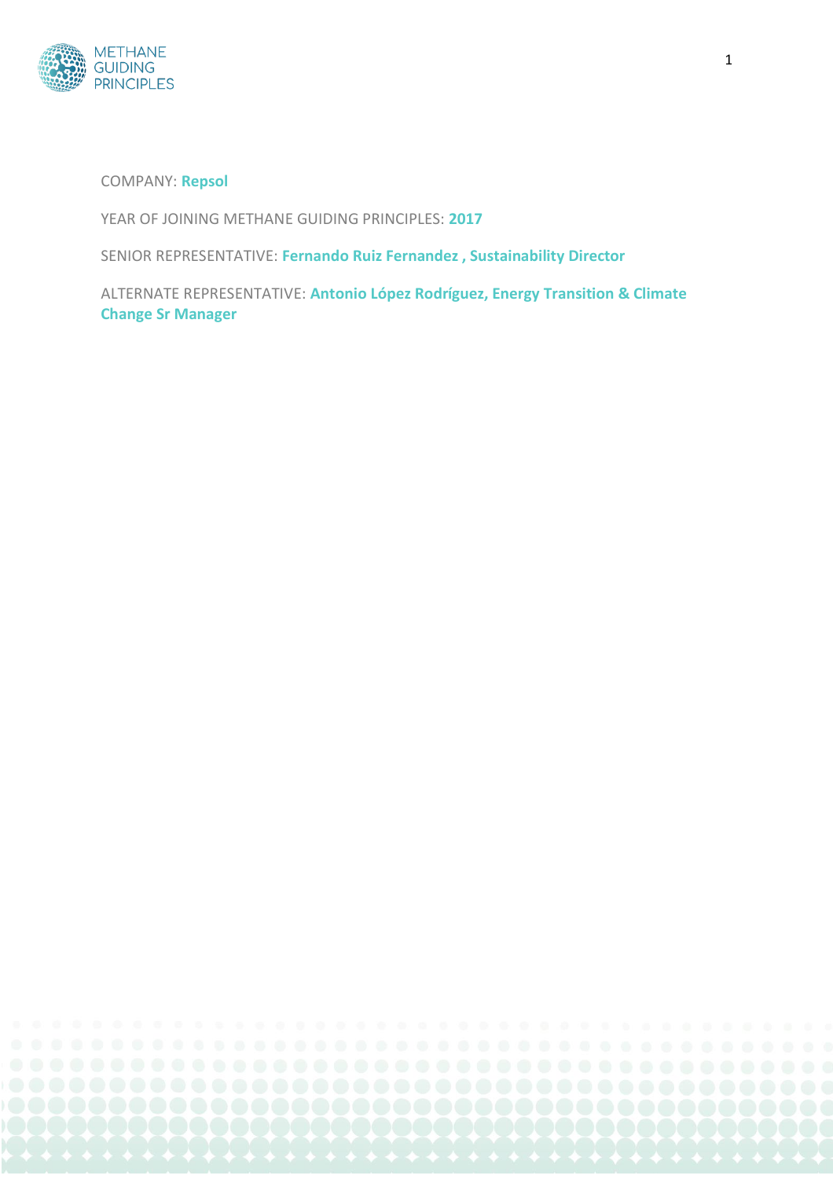COMPANY: **Repsol**

YEAR OF JOINING METHANE GUIDING PRINCIPLES: **2017**

SENIOR REPRESENTATIVE: **Fernando Ruiz Fernandez , Sustainability Director**

ALTERNATE REPRESENTATIVE: **Antonio López Rodríguez, Energy Transition & Climate Change Sr Manager**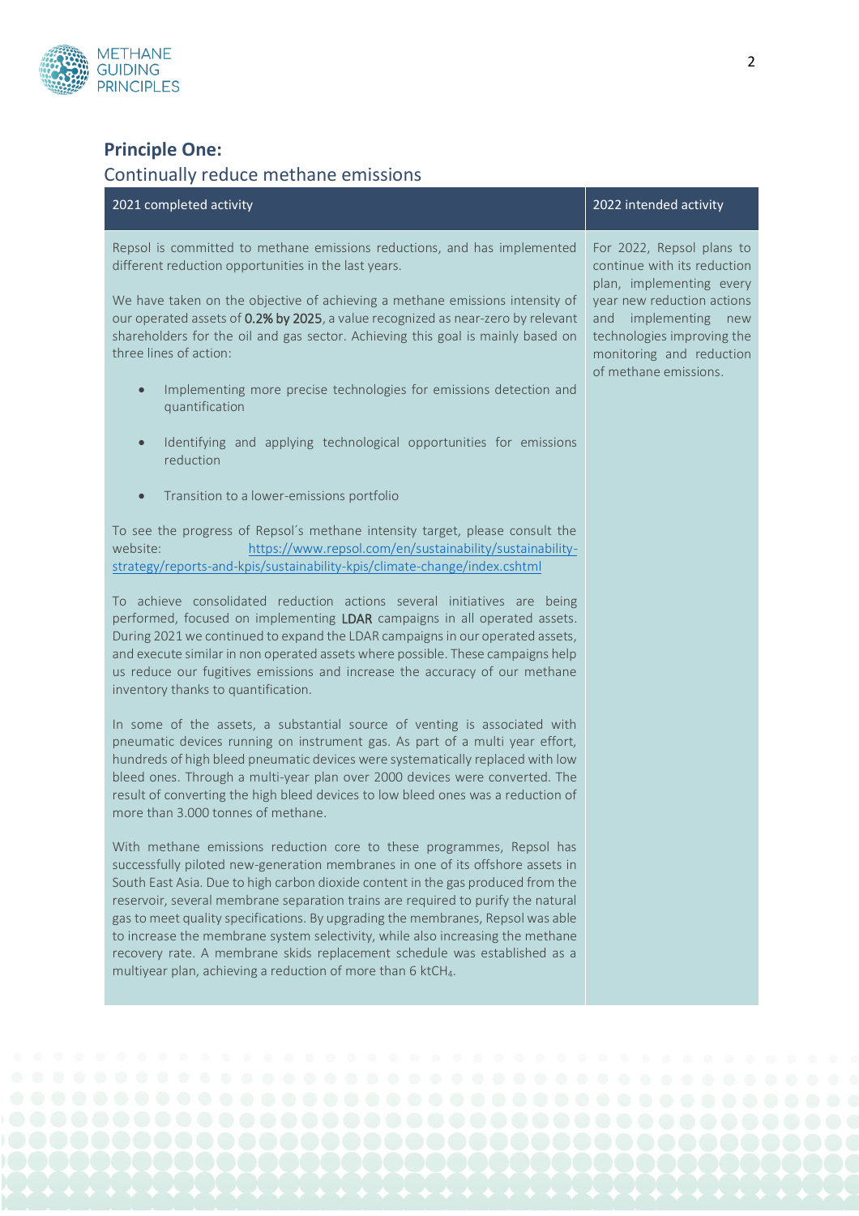## Principle One:

Continually reduce methane emissions

| 2021 completed activity | 2022 intended activity |
| --- | --- |
| Repsol is committed to methane emissions reductions, and has implemented different reduction opportunities in the last years.<br><br>We have taken on the objective of achieving a methane emissions intensity of our operated assets of **0.2% by 2025**, a value recognized as near-zero by relevant shareholders for the oil and gas sector. Achieving this goal is mainly based on three lines of action:<br><br>• Implementing more precise technologies for emissions detection and quantification<br>• Identifying and applying technological opportunities for emissions reduction<br>• Transition to a lower-emissions portfolio<br><br>To see the progress of Repsol´s methane intensity target, please consult the website: [https://www.repsol.com/en/sustainability/sustainability-strategy/reports-and-kpis/sustainability-kpis/climate-change/index.cshtml](https://www.repsol.com/en/sustainability/sustainability-strategy/reports-and-kpis/sustainability-kpis/climate-change/index.cshtml)<br><br>To achieve consolidated reduction actions several initiatives are being performed, focused on implementing **LDAR** campaigns in all operated assets. During 2021 we continued to expand the LDAR campaigns in our operated assets, and execute similar in non operated assets where possible. These campaigns help us reduce our fugitives emissions and increase the accuracy of our methane inventory thanks to quantification.<br><br>In some of the assets, a substantial source of venting is associated with pneumatic devices running on instrument gas. As part of a multi year effort, hundreds of high bleed pneumatic devices were systematically replaced with low bleed ones. Through a multi-year plan over 2000 devices were converted. The result of converting the high bleed devices to low bleed ones was a reduction of more than 3.000 tonnes of methane.<br><br>With methane emissions reduction core to these programmes, Repsol has successfully piloted new-generation membranes in one of its offshore assets in South East Asia. Due to high carbon dioxide content in the gas produced from the reservoir, several membrane separation trains are required to purify the natural gas to meet quality specifications. By upgrading the membranes, Repsol was able to increase the membrane system selectivity, while also increasing the methane recovery rate. A membrane skids replacement schedule was established as a multiyear plan, achieving a reduction of more than 6 kt$CH_4$. | For 2022, Repsol plans to continue with its reduction plan, implementing every year new reduction actions and implementing new technologies improving the monitoring and reduction of methane emissions. |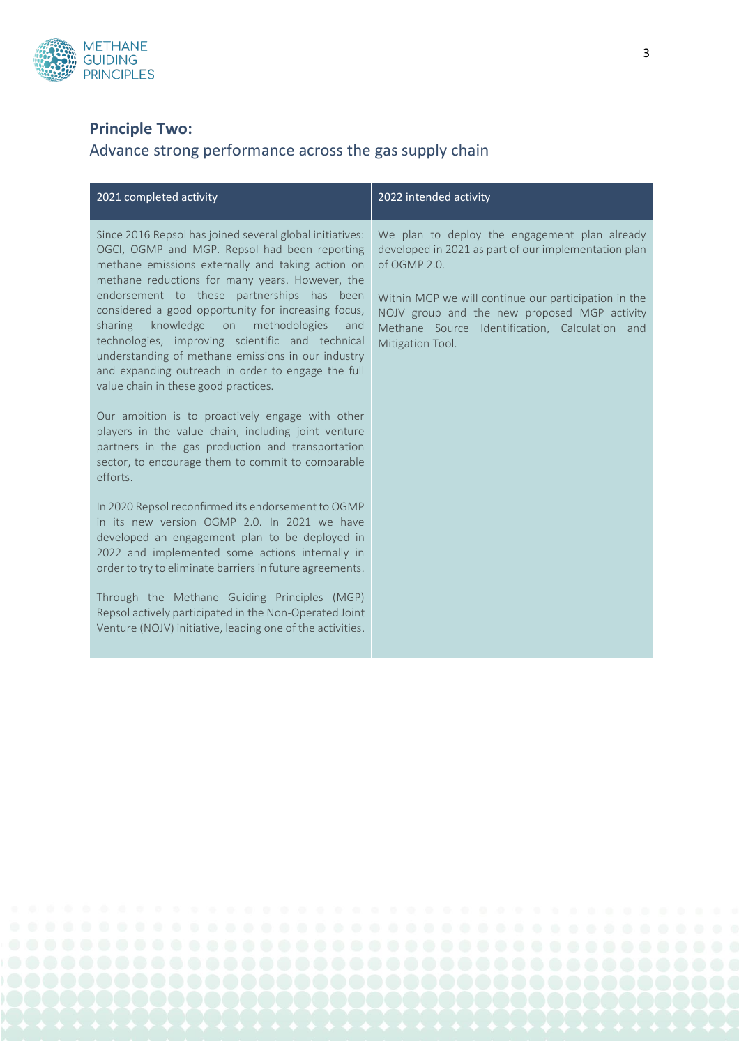## Principle Two:

### Advance strong performance across the gas supply chain

| 2021 completed activity | 2022 intended activity |
| --- | --- |
| Since 2016 Repsol has joined several global initiatives: OGCI, OGMP and MGP. Repsol had been reporting methane emissions externally and taking action on methane reductions for many years. However, the endorsement to these partnerships has been considered a good opportunity for increasing focus, sharing knowledge on methodologies and technologies, improving scientific and technical understanding of methane emissions in our industry and expanding outreach in order to engage the full value chain in these good practices.<br><br>Our ambition is to proactively engage with other players in the value chain, including joint venture partners in the gas production and transportation sector, to encourage them to commit to comparable efforts.<br><br>In 2020 Repsol reconfirmed its endorsement to OGMP in its new version OGMP 2.0. In 2021 we have developed an engagement plan to be deployed in 2022 and implemented some actions internally in order to try to eliminate barriers in future agreements.<br><br>Through the Methane Guiding Principles (MGP) Repsol actively participated in the Non-Operated Joint Venture (NOJV) initiative, leading one of the activities. | We plan to deploy the engagement plan already developed in 2021 as part of our implementation plan of OGMP 2.0.<br><br>Within MGP we will continue our participation in the NOJV group and the new proposed MGP activity Methane Source Identification, Calculation and Mitigation Tool. |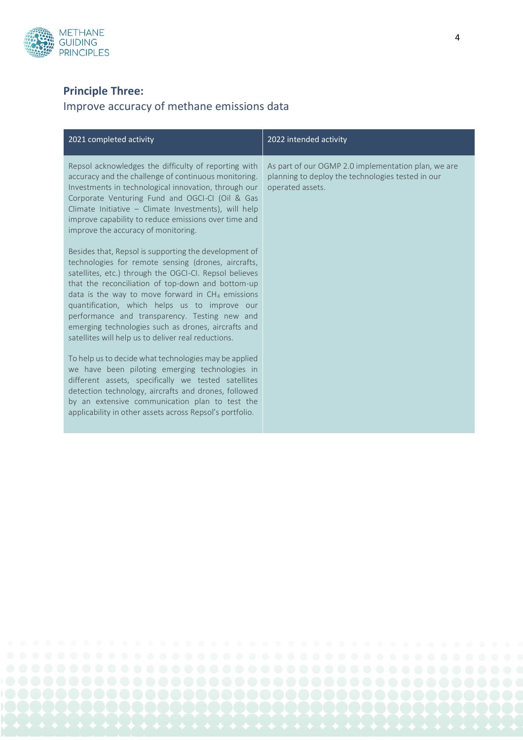## Principle Three:

### Improve accuracy of methane emissions data

| 2021 completed activity | 2022 intended activity |
| --- | --- |
| Repsol acknowledges the difficulty of reporting with accuracy and the challenge of continuous monitoring. Investments in technological innovation, through our Corporate Venturing Fund and OGCI-CI (Oil & Gas Climate Initiative – Climate Investments), will help improve capability to reduce emissions over time and improve the accuracy of monitoring.<br><br>Besides that, Repsol is supporting the development of technologies for remote sensing (drones, aircrafts, satellites, etc.) through the OGCI-CI. Repsol believes that the reconciliation of top-down and bottom-up data is the way to move forward in $CH_4$ emissions quantification, which helps us to improve our performance and transparency. Testing new and emerging technologies such as drones, aircrafts and satellites will help us to deliver real reductions.<br><br>To help us to decide what technologies may be applied we have been piloting emerging technologies in different assets, specifically we tested satellites detection technology, aircrafts and drones, followed by an extensive communication plan to test the applicability in other assets across Repsol's portfolio. | As part of our OGMP 2.0 implementation plan, we are planning to deploy the technologies tested in our operated assets. |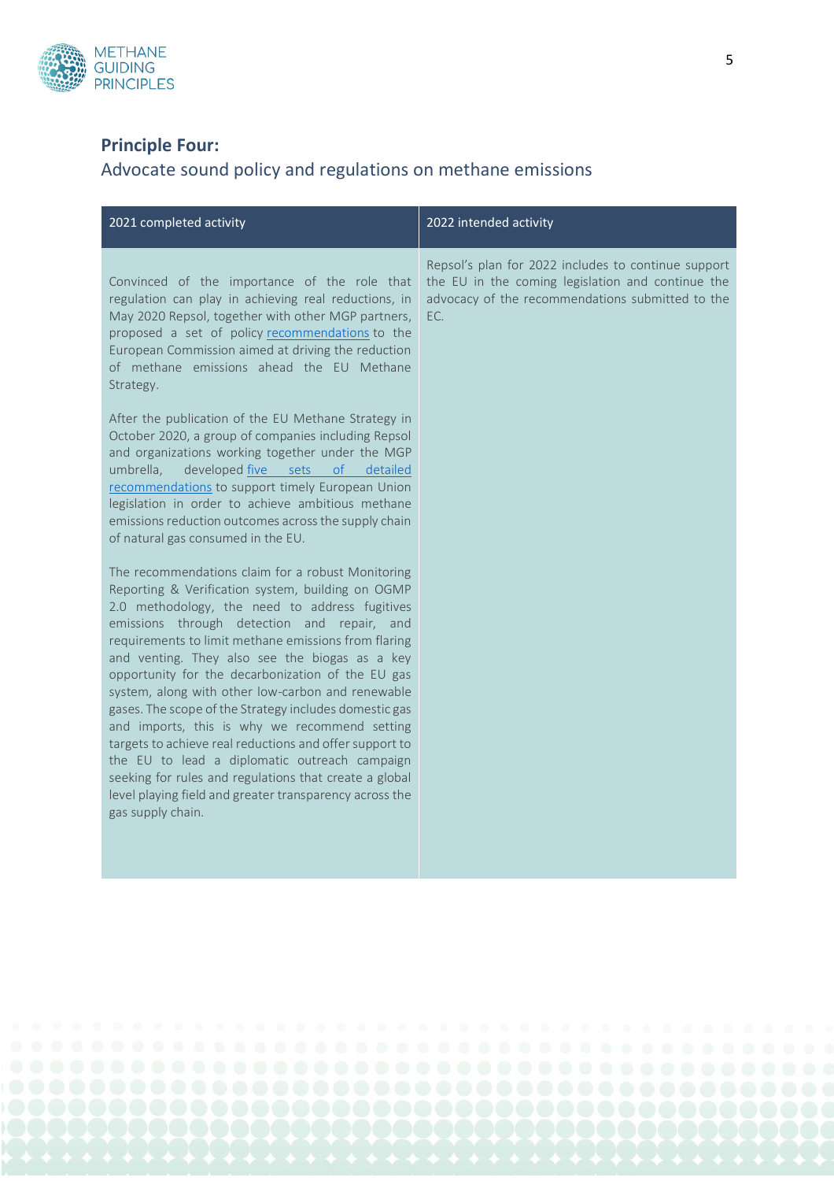## Principle Four:

Advocate sound policy and regulations on methane emissions

| 2021 completed activity | 2022 intended activity |
|---|---|
| Convinced of the importance of the role that regulation can play in achieving real reductions, in May 2020 Repsol, together with other MGP partners, proposed a set of policy recommendations to the European Commission aimed at driving the reduction of methane emissions ahead the EU Methane Strategy.<br><br>After the publication of the EU Methane Strategy in October 2020, a group of companies including Repsol and organizations working together under the MGP umbrella, developed five sets of detailed recommendations to support timely European Union legislation in order to achieve ambitious methane emissions reduction outcomes across the supply chain of natural gas consumed in the EU.<br><br>The recommendations claim for a robust Monitoring Reporting & Verification system, building on OGMP 2.0 methodology, the need to address fugitives emissions through detection and repair, and requirements to limit methane emissions from flaring and venting. They also see the biogas as a key opportunity for the decarbonization of the EU gas system, along with other low-carbon and renewable gases. The scope of the Strategy includes domestic gas and imports, this is why we recommend setting targets to achieve real reductions and offer support to the EU to lead a diplomatic outreach campaign seeking for rules and regulations that create a global level playing field and greater transparency across the gas supply chain. | Repsol's plan for 2022 includes to continue support the EU in the coming legislation and continue the advocacy of the recommendations submitted to the EC. |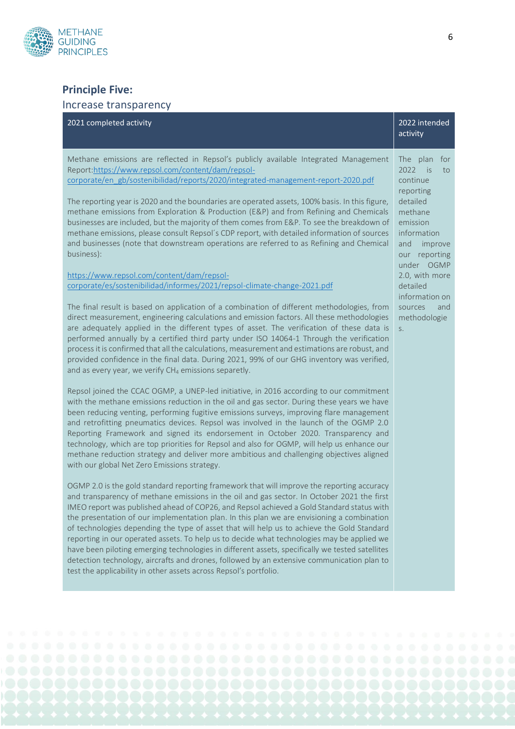## Principle Five:

Increase transparency

| 2021 completed activity | 2022 intended activity |
|---|---|
| Methane emissions are reflected in Repsol's publicly available Integrated Management Report:https://www.repsol.com/content/dam/repsol-corporate/en_gb/sostenibilidad/reports/2020/integrated-management-report-2020.pdf<br><br>The reporting year is 2020 and the boundaries are operated assets, 100% basis. In this figure, methane emissions from Exploration & Production (E&P) and from Refining and Chemicals businesses are included, but the majority of them comes from E&P. To see the breakdown of methane emissions, please consult Repsol´s CDP report, with detailed information of sources and businesses (note that downstream operations are referred to as Refining and Chemical business):<br><br>https://www.repsol.com/content/dam/repsol-corporate/es/sostenibilidad/informes/2021/repsol-climate-change-2021.pdf<br><br>The final result is based on application of a combination of different methodologies, from direct measurement, engineering calculations and emission factors. All these methodologies are adequately applied in the different types of asset. The verification of these data is performed annually by a certified third party under ISO 14064-1 Through the verification process it is confirmed that all the calculations, measurement and estimations are robust, and provided confidence in the final data. During 2021, 99% of our GHG inventory was verified, and as every year, we verify $CH_4$ emissions separetly.<br><br>Repsol joined the CCAC OGMP, a UNEP-led initiative, in 2016 according to our commitment with the methane emissions reduction in the oil and gas sector. During these years we have been reducing venting, performing fugitive emissions surveys, improving flare management and retrofitting pneumatics devices. Repsol was involved in the launch of the OGMP 2.0 Reporting Framework and signed its endorsement in October 2020. Transparency and technology, which are top priorities for Repsol and also for OGMP, will help us enhance our methane reduction strategy and deliver more ambitious and challenging objectives aligned with our global Net Zero Emissions strategy.<br><br>OGMP 2.0 is the gold standard reporting framework that will improve the reporting accuracy and transparency of methane emissions in the oil and gas sector. In October 2021 the first IMEO report was published ahead of COP26, and Repsol achieved a Gold Standard status with the presentation of our implementation plan. In this plan we are envisioning a combination of technologies depending the type of asset that will help us to achieve the Gold Standard reporting in our operated assets. To help us to decide what technologies may be applied we have been piloting emerging technologies in different assets, specifically we tested satellites detection technology, aircrafts and drones, followed by an extensive communication plan to test the applicability in other assets across Repsol's portfolio. | The plan for 2022 is to continue reporting detailed methane emission information and improve our reporting under OGMP 2.0, with more detailed information on sources and methodologies. |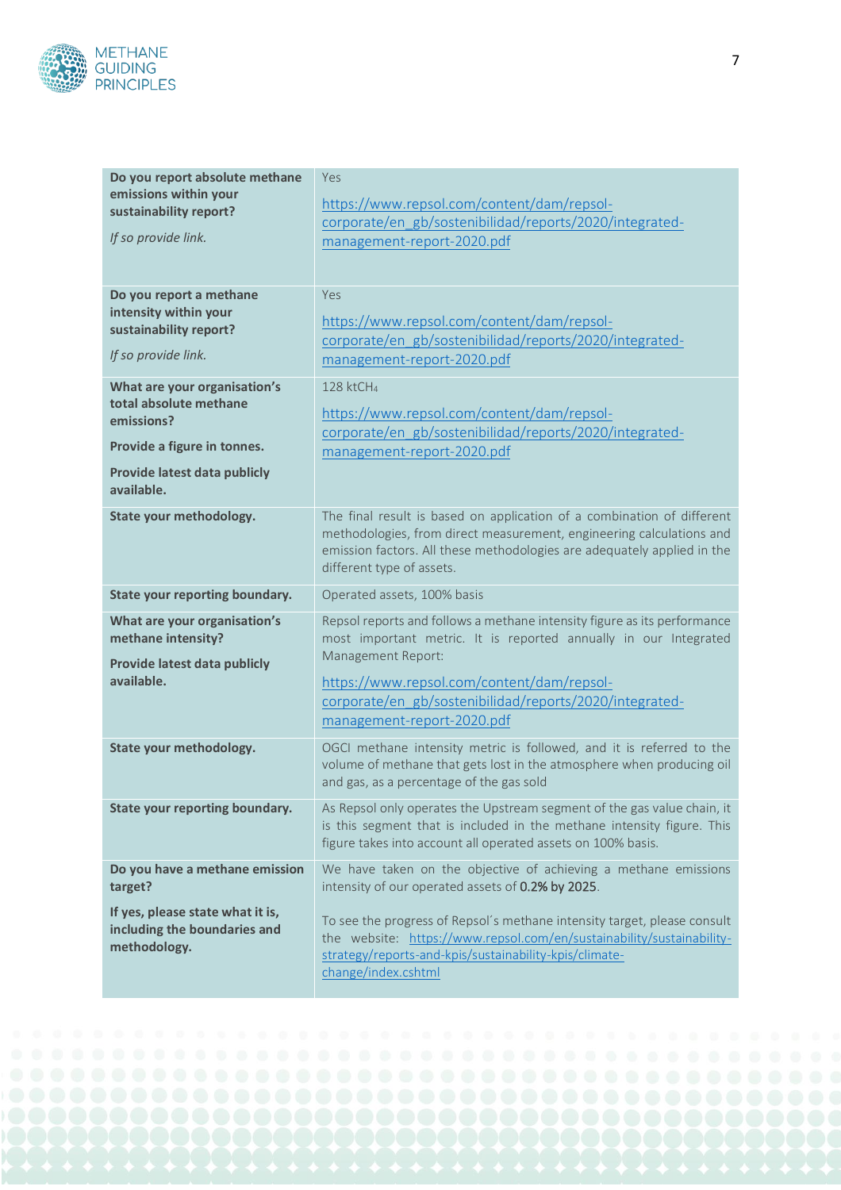| | |
|---|---|
| **Do you report absolute methane emissions within your sustainability report?** *If so provide link.* | Yes https://www.repsol.com/content/dam/repsol-corporate/en_gb/sostenibilidad/reports/2020/integrated-management-report-2020.pdf |
| **Do you report a methane intensity within your sustainability report?** *If so provide link.* | Yes https://www.repsol.com/content/dam/repsol-corporate/en_gb/sostenibilidad/reports/2020/integrated-management-report-2020.pdf |
| **What are your organisation's total absolute methane emissions?** **Provide a figure in tonnes.** **Provide latest data publicly available.** | 128 kt$CH_4$ https://www.repsol.com/content/dam/repsol-corporate/en_gb/sostenibilidad/reports/2020/integrated-management-report-2020.pdf |
| **State your methodology.** | The final result is based on application of a combination of different methodologies, from direct measurement, engineering calculations and emission factors. All these methodologies are adequately applied in the different type of assets. |
| **State your reporting boundary.** | Operated assets, 100% basis |
| **What are your organisation's methane intensity?** **Provide latest data publicly available.** | Repsol reports and follows a methane intensity figure as its performance most important metric. It is reported annually in our Integrated Management Report: https://www.repsol.com/content/dam/repsol-corporate/en_gb/sostenibilidad/reports/2020/integrated-management-report-2020.pdf |
| **State your methodology.** | OGCI methane intensity metric is followed, and it is referred to the volume of methane that gets lost in the atmosphere when producing oil and gas, as a percentage of the gas sold |
| **State your reporting boundary.** | As Repsol only operates the Upstream segment of the gas value chain, it is this segment that is included in the methane intensity figure. This figure takes into account all operated assets on 100% basis. |
| **Do you have a methane emission target?** **If yes, please state what it is, including the boundaries and methodology.** | We have taken on the objective of achieving a methane emissions intensity of our operated assets of **0.2% by 2025**. To see the progress of Repsol´s methane intensity target, please consult the website: https://www.repsol.com/en/sustainability/sustainability-strategy/reports-and-kpis/sustainability-kpis/climate-change/index.cshtml |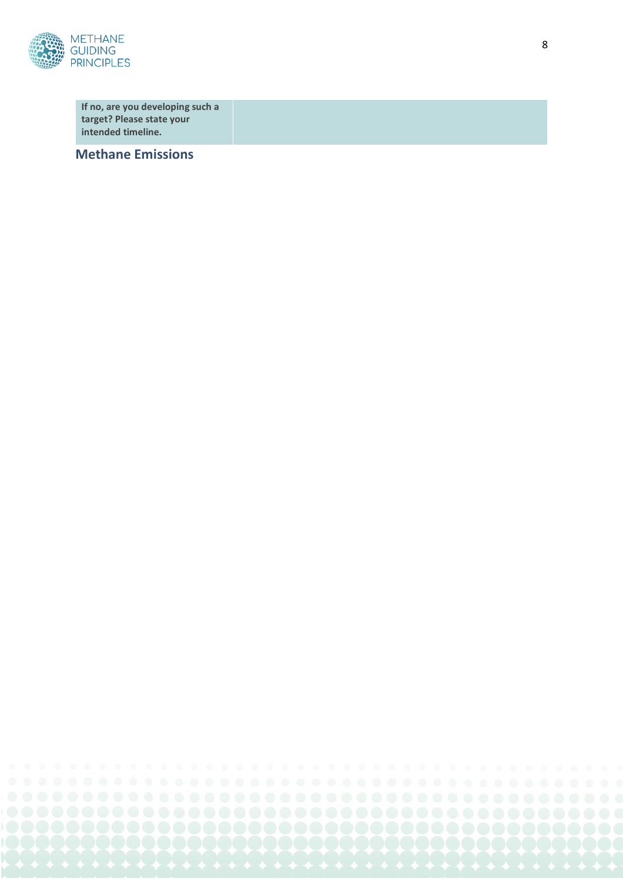| | |
|---|---|
| **If no, are you developing such a target? Please state your intended timeline.** | |

## Methane Emissions